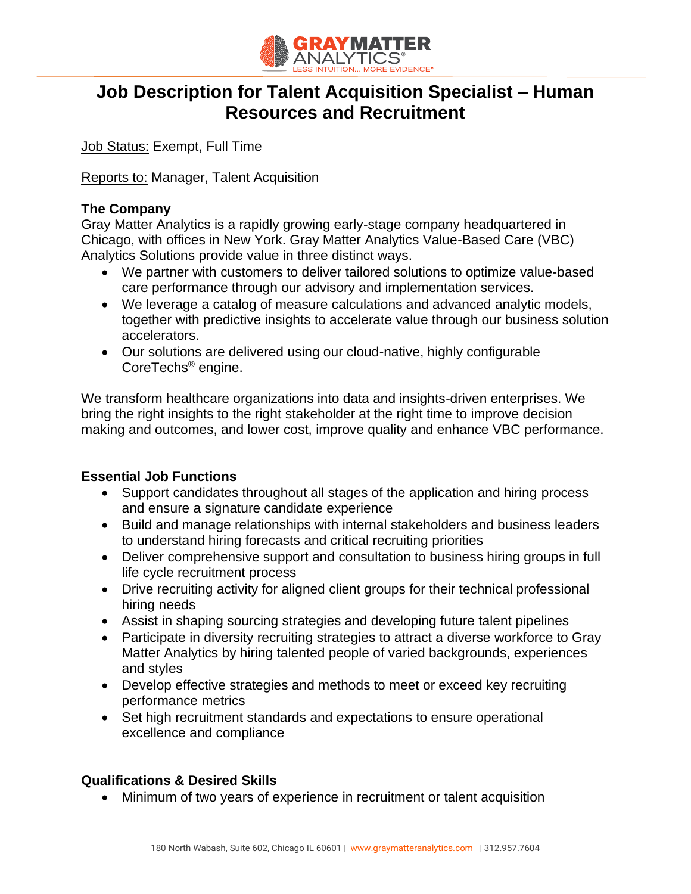# Job Description for Talent Acquisition Specialist – Human Resources and Recruitment

Job Status: Exempt, Full Time

Reports to: Manager, Talent Acquisition

**The Company**

Gray Matter Analytics is a rapidly growing early-stage company headquartered in Chicago, with offices in New York. Gray Matter Analytics Value-Based Care (VBC) Analytics Solutions provide value in three distinct ways.

- We partner with customers to deliver tailored solutions to optimize value-based care performance through our advisory and implementation services.
- We leverage a catalog of measure calculations and advanced analytic models, together with predictive insights to accelerate value through our business solution accelerators.
- Our solutions are delivered using our cloud-native, highly configurable CoreTechs® engine.

We transform healthcare organizations into data and insights-driven enterprises. We bring the right insights to the right stakeholder at the right time to improve decision making and outcomes, and lower cost, improve quality and enhance VBC performance.

**Essential Job Functions**

- Support candidates throughout all stages of the application and hiring process and ensure a signature candidate experience
- Build and manage relationships with internal stakeholders and business leaders to understand hiring forecasts and critical recruiting priorities
- Deliver comprehensive support and consultation to business hiring groups in full life cycle recruitment process
- Drive recruiting activity for aligned client groups for their technical professional hiring needs
- Assist in shaping sourcing strategies and developing future talent pipelines
- Participate in diversity recruiting strategies to attract a diverse workforce to Gray Matter Analytics by hiring talented people of varied backgrounds, experiences and styles
- Develop effective strategies and methods to meet or exceed key recruiting performance metrics
- Set high recruitment standards and expectations to ensure operational excellence and compliance

**Qualifications & Desired Skills**

- Minimum of two years of experience in recruitment or talent acquisition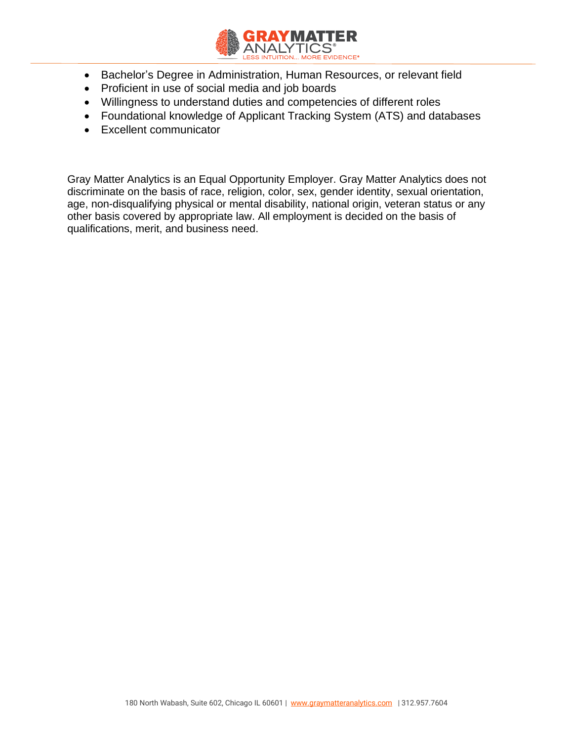- Bachelor's Degree in Administration, Human Resources, or relevant field
- Proficient in use of social media and job boards
- Willingness to understand duties and competencies of different roles
- Foundational knowledge of Applicant Tracking System (ATS) and databases
- Excellent communicator

Gray Matter Analytics is an Equal Opportunity Employer. Gray Matter Analytics does not discriminate on the basis of race, religion, color, sex, gender identity, sexual orientation, age, non-disqualifying physical or mental disability, national origin, veteran status or any other basis covered by appropriate law. All employment is decided on the basis of qualifications, merit, and business need.